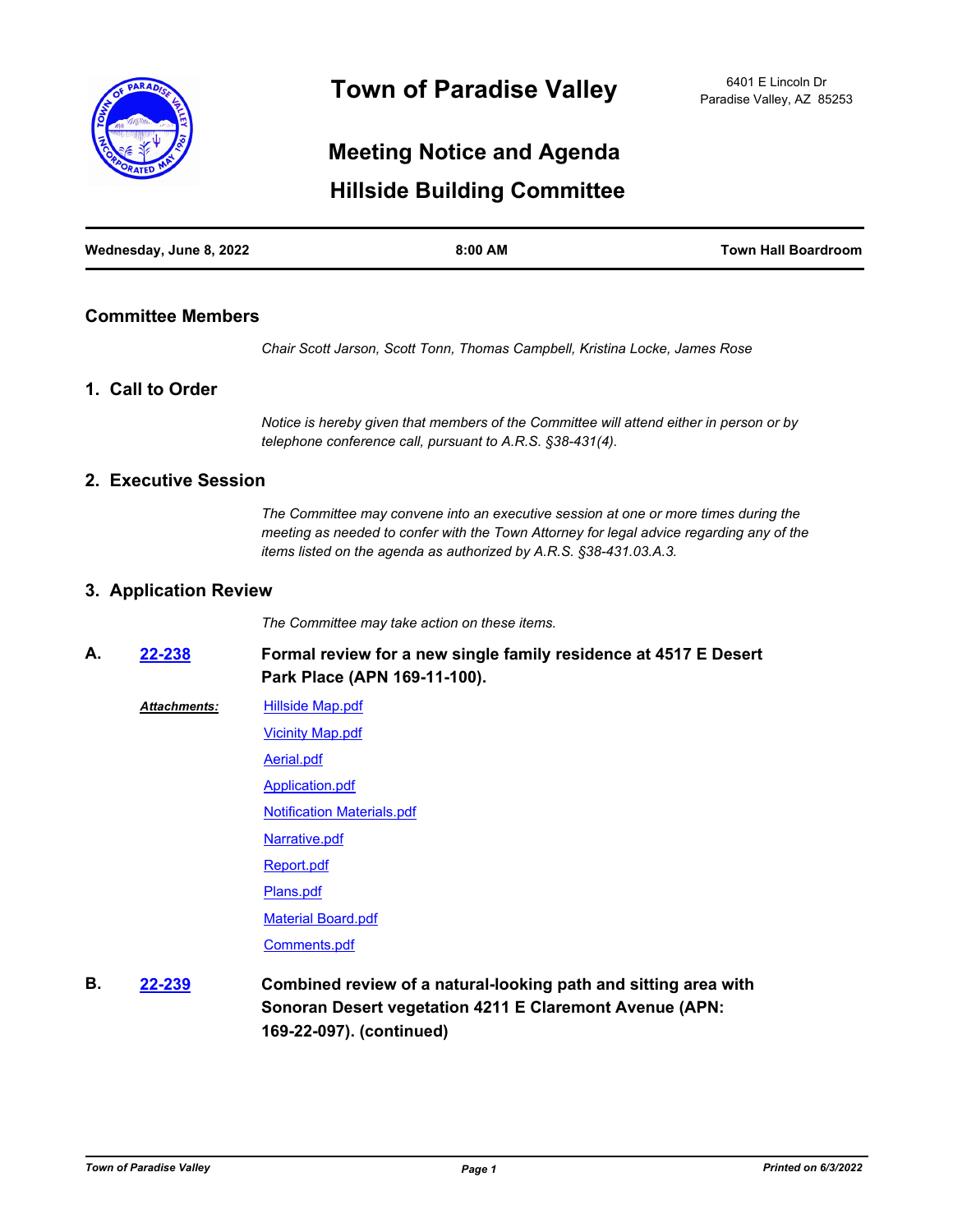# Town of Paradise Valley

6401 E Lincoln Dr
Paradise Valley, AZ 85253

## Meeting Notice and Agenda

## Hillside Building Committee

| Wednesday, June 8, 2022 | 8:00 AM | Town Hall Boardroom |
| --- | --- | --- |

### Committee Members

*Chair Scott Jarson, Scott Tonn, Thomas Campbell, Kristina Locke, James Rose*

### 1. Call to Order

*Notice is hereby given that members of the Committee will attend either in person or by telephone conference call, pursuant to A.R.S. §38-431(4).*

### 2. Executive Session

*The Committee may convene into an executive session at one or more times during the meeting as needed to confer with the Town Attorney for legal advice regarding any of the items listed on the agenda as authorized by A.R.S. §38-431.03.A.3.*

### 3. Application Review

*The Committee may take action on these items.*

**A. 22-238 Formal review for a new single family residence at 4517 E Desert Park Place (APN 169-11-100).**

***Attachments:***
- Hillside Map.pdf
- Vicinity Map.pdf
- Aerial.pdf
- Application.pdf
- Notification Materials.pdf
- Narrative.pdf
- Report.pdf
- Plans.pdf
- Material Board.pdf
- Comments.pdf

**B. 22-239 Combined review of a natural-looking path and sitting area with Sonoran Desert vegetation 4211 E Claremont Avenue (APN: 169-22-097). (continued)**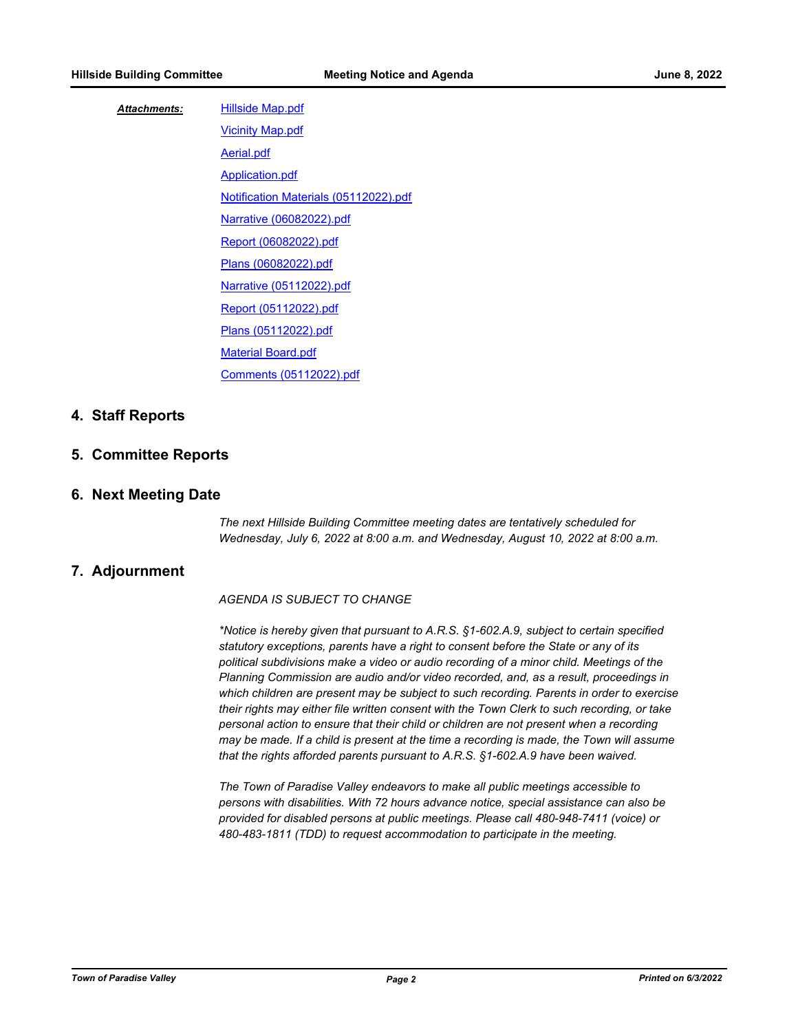***Attachments:***

Hillside Map.pdf

Vicinity Map.pdf

Aerial.pdf

Application.pdf

Notification Materials (05112022).pdf

Narrative (06082022).pdf

Report (06082022).pdf

Plans (06082022).pdf

Narrative (05112022).pdf

Report (05112022).pdf

Plans (05112022).pdf

Material Board.pdf

Comments (05112022).pdf

## 4. Staff Reports

## 5. Committee Reports

## 6. Next Meeting Date

*The next Hillside Building Committee meeting dates are tentatively scheduled for Wednesday, July 6, 2022 at 8:00 a.m. and Wednesday, August 10, 2022 at 8:00 a.m.*

## 7. Adjournment

*AGENDA IS SUBJECT TO CHANGE*

**Notice is hereby given that pursuant to A.R.S. §1-602.A.9, subject to certain specified statutory exceptions, parents have a right to consent before the State or any of its political subdivisions make a video or audio recording of a minor child. Meetings of the Planning Commission are audio and/or video recorded, and, as a result, proceedings in which children are present may be subject to such recording. Parents in order to exercise their rights may either file written consent with the Town Clerk to such recording, or take personal action to ensure that their child or children are not present when a recording may be made. If a child is present at the time a recording is made, the Town will assume that the rights afforded parents pursuant to A.R.S. §1-602.A.9 have been waived.*

*The Town of Paradise Valley endeavors to make all public meetings accessible to persons with disabilities. With 72 hours advance notice, special assistance can also be provided for disabled persons at public meetings. Please call 480-948-7411 (voice) or 480-483-1811 (TDD) to request accommodation to participate in the meeting.*